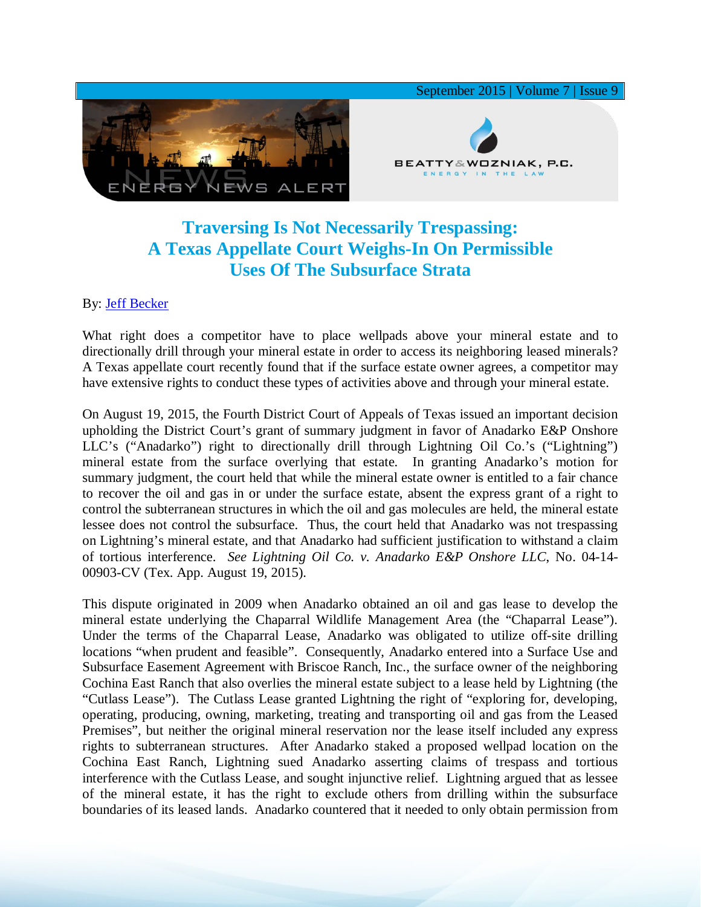# Traversing Is Not Necessarily Trespassing: A Texas Appellate Court Weighs-In On Permissible Uses Of The Subsurface Strata

By: Jeff Becker

What right does a competitor have to place wellpads above your mineral estate and to directionally drill through your mineral estate in order to access its neighboring leased minerals? A Texas appellate court recently found that if the surface estate owner agrees, a competitor may have extensive rights to conduct these types of activities above and through your mineral estate.

On August 19, 2015, the Fourth District Court of Appeals of Texas issued an important decision upholding the District Court's grant of summary judgment in favor of Anadarko E&P Onshore LLC's ("Anadarko") right to directionally drill through Lightning Oil Co.'s ("Lightning") mineral estate from the surface overlying that estate. In granting Anadarko's motion for summary judgment, the court held that while the mineral estate owner is entitled to a fair chance to recover the oil and gas in or under the surface estate, absent the express grant of a right to control the subterranean structures in which the oil and gas molecules are held, the mineral estate lessee does not control the subsurface. Thus, the court held that Anadarko was not trespassing on Lightning's mineral estate, and that Anadarko had sufficient justification to withstand a claim of tortious interference. *See Lightning Oil Co. v. Anadarko E&P Onshore LLC*, No. 04-14-00903-CV (Tex. App. August 19, 2015).

This dispute originated in 2009 when Anadarko obtained an oil and gas lease to develop the mineral estate underlying the Chaparral Wildlife Management Area (the "Chaparral Lease"). Under the terms of the Chaparral Lease, Anadarko was obligated to utilize off-site drilling locations "when prudent and feasible". Consequently, Anadarko entered into a Surface Use and Subsurface Easement Agreement with Briscoe Ranch, Inc., the surface owner of the neighboring Cochina East Ranch that also overlies the mineral estate subject to a lease held by Lightning (the "Cutlass Lease"). The Cutlass Lease granted Lightning the right of "exploring for, developing, operating, producing, owning, marketing, treating and transporting oil and gas from the Leased Premises", but neither the original mineral reservation nor the lease itself included any express rights to subterranean structures. After Anadarko staked a proposed wellpad location on the Cochina East Ranch, Lightning sued Anadarko asserting claims of trespass and tortious interference with the Cutlass Lease, and sought injunctive relief. Lightning argued that as lessee of the mineral estate, it has the right to exclude others from drilling within the subsurface boundaries of its leased lands. Anadarko countered that it needed to only obtain permission from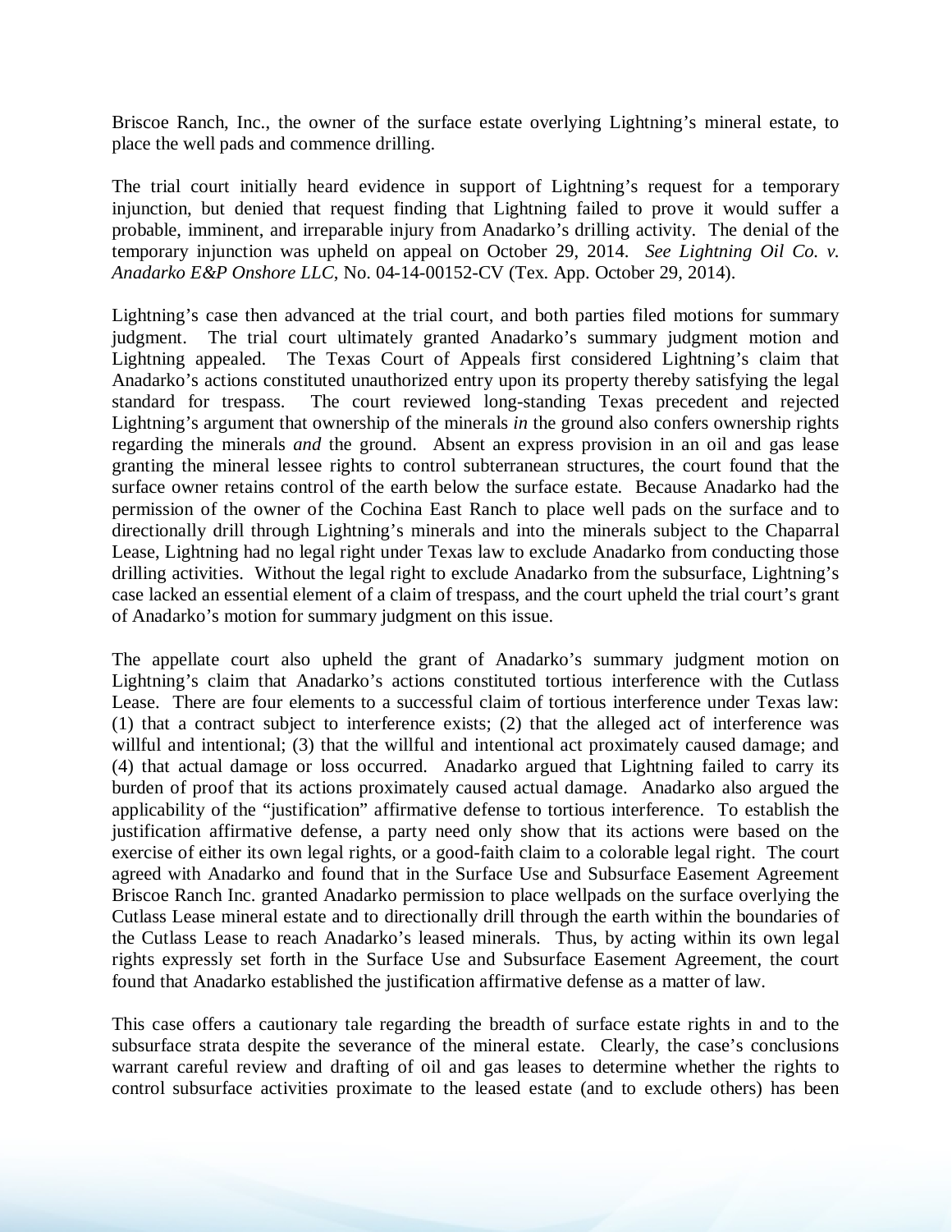Briscoe Ranch, Inc., the owner of the surface estate overlying Lightning's mineral estate, to place the well pads and commence drilling.

The trial court initially heard evidence in support of Lightning's request for a temporary injunction, but denied that request finding that Lightning failed to prove it would suffer a probable, imminent, and irreparable injury from Anadarko's drilling activity. The denial of the temporary injunction was upheld on appeal on October 29, 2014. *See Lightning Oil Co. v. Anadarko E&P Onshore LLC*, No. 04-14-00152-CV (Tex. App. October 29, 2014).

Lightning's case then advanced at the trial court, and both parties filed motions for summary judgment. The trial court ultimately granted Anadarko's summary judgment motion and Lightning appealed. The Texas Court of Appeals first considered Lightning's claim that Anadarko's actions constituted unauthorized entry upon its property thereby satisfying the legal standard for trespass. The court reviewed long-standing Texas precedent and rejected Lightning's argument that ownership of the minerals *in* the ground also confers ownership rights regarding the minerals *and* the ground. Absent an express provision in an oil and gas lease granting the mineral lessee rights to control subterranean structures, the court found that the surface owner retains control of the earth below the surface estate. Because Anadarko had the permission of the owner of the Cochina East Ranch to place well pads on the surface and to directionally drill through Lightning's minerals and into the minerals subject to the Chaparral Lease, Lightning had no legal right under Texas law to exclude Anadarko from conducting those drilling activities. Without the legal right to exclude Anadarko from the subsurface, Lightning's case lacked an essential element of a claim of trespass, and the court upheld the trial court's grant of Anadarko's motion for summary judgment on this issue.

The appellate court also upheld the grant of Anadarko's summary judgment motion on Lightning's claim that Anadarko's actions constituted tortious interference with the Cutlass Lease. There are four elements to a successful claim of tortious interference under Texas law: (1) that a contract subject to interference exists; (2) that the alleged act of interference was willful and intentional; (3) that the willful and intentional act proximately caused damage; and (4) that actual damage or loss occurred. Anadarko argued that Lightning failed to carry its burden of proof that its actions proximately caused actual damage. Anadarko also argued the applicability of the "justification" affirmative defense to tortious interference. To establish the justification affirmative defense, a party need only show that its actions were based on the exercise of either its own legal rights, or a good-faith claim to a colorable legal right. The court agreed with Anadarko and found that in the Surface Use and Subsurface Easement Agreement Briscoe Ranch Inc. granted Anadarko permission to place wellpads on the surface overlying the Cutlass Lease mineral estate and to directionally drill through the earth within the boundaries of the Cutlass Lease to reach Anadarko's leased minerals. Thus, by acting within its own legal rights expressly set forth in the Surface Use and Subsurface Easement Agreement, the court found that Anadarko established the justification affirmative defense as a matter of law.

This case offers a cautionary tale regarding the breadth of surface estate rights in and to the subsurface strata despite the severance of the mineral estate. Clearly, the case's conclusions warrant careful review and drafting of oil and gas leases to determine whether the rights to control subsurface activities proximate to the leased estate (and to exclude others) has been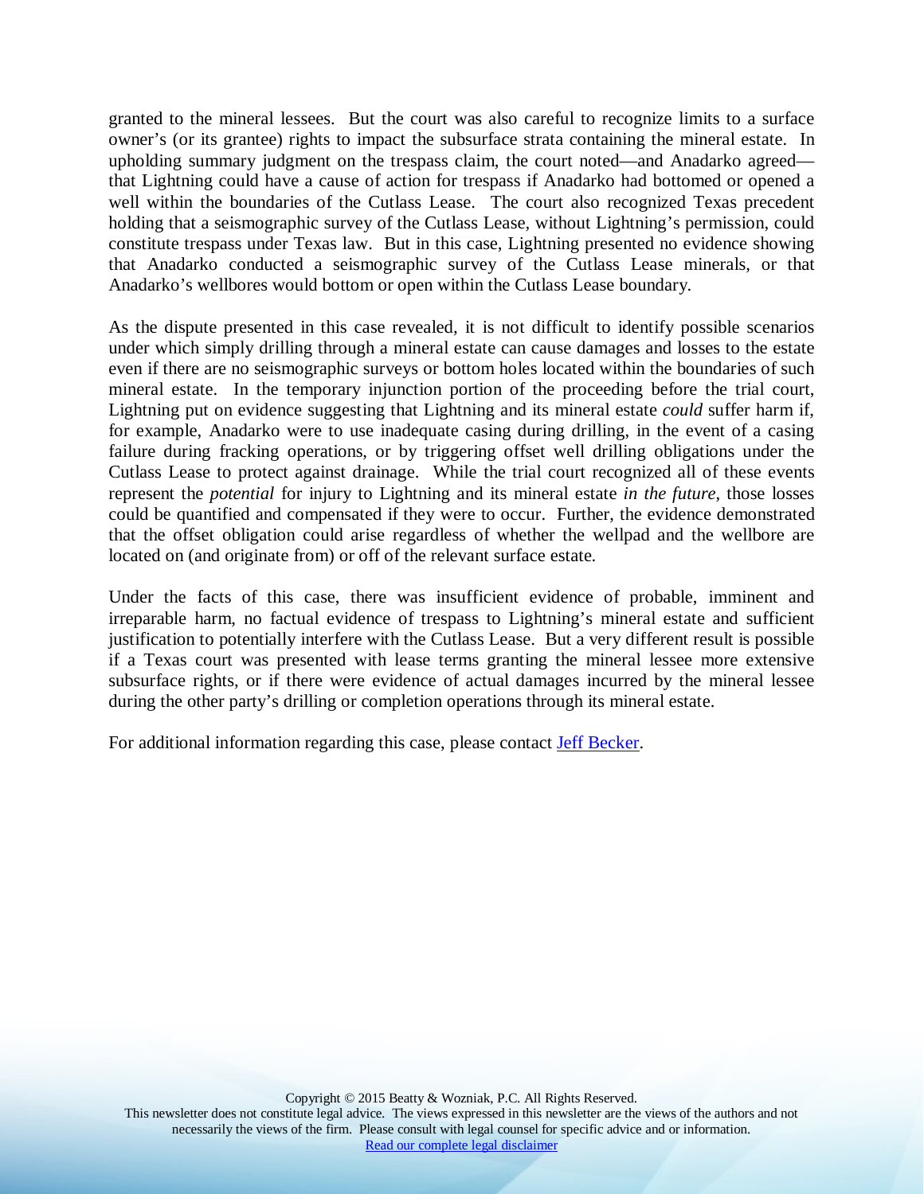granted to the mineral lessees. But the court was also careful to recognize limits to a surface owner's (or its grantee) rights to impact the subsurface strata containing the mineral estate. In upholding summary judgment on the trespass claim, the court noted—and Anadarko agreed—that Lightning could have a cause of action for trespass if Anadarko had bottomed or opened a well within the boundaries of the Cutlass Lease. The court also recognized Texas precedent holding that a seismographic survey of the Cutlass Lease, without Lightning's permission, could constitute trespass under Texas law. But in this case, Lightning presented no evidence showing that Anadarko conducted a seismographic survey of the Cutlass Lease minerals, or that Anadarko's wellbores would bottom or open within the Cutlass Lease boundary.

As the dispute presented in this case revealed, it is not difficult to identify possible scenarios under which simply drilling through a mineral estate can cause damages and losses to the estate even if there are no seismographic surveys or bottom holes located within the boundaries of such mineral estate. In the temporary injunction portion of the proceeding before the trial court, Lightning put on evidence suggesting that Lightning and its mineral estate *could* suffer harm if, for example, Anadarko were to use inadequate casing during drilling, in the event of a casing failure during fracking operations, or by triggering offset well drilling obligations under the Cutlass Lease to protect against drainage. While the trial court recognized all of these events represent the *potential* for injury to Lightning and its mineral estate *in the future*, those losses could be quantified and compensated if they were to occur. Further, the evidence demonstrated that the offset obligation could arise regardless of whether the wellpad and the wellbore are located on (and originate from) or off of the relevant surface estate.

Under the facts of this case, there was insufficient evidence of probable, imminent and irreparable harm, no factual evidence of trespass to Lightning's mineral estate and sufficient justification to potentially interfere with the Cutlass Lease. But a very different result is possible if a Texas court was presented with lease terms granting the mineral lessee more extensive subsurface rights, or if there were evidence of actual damages incurred by the mineral lessee during the other party's drilling or completion operations through its mineral estate.

For additional information regarding this case, please contact [Jeff Becker](#).

Copyright © 2015 Beatty & Wozniak, P.C. All Rights Reserved.
This newsletter does not constitute legal advice. The views expressed in this newsletter are the views of the authors and not necessarily the views of the firm. Please consult with legal counsel for specific advice and or information.
[Read our complete legal disclaimer](#)